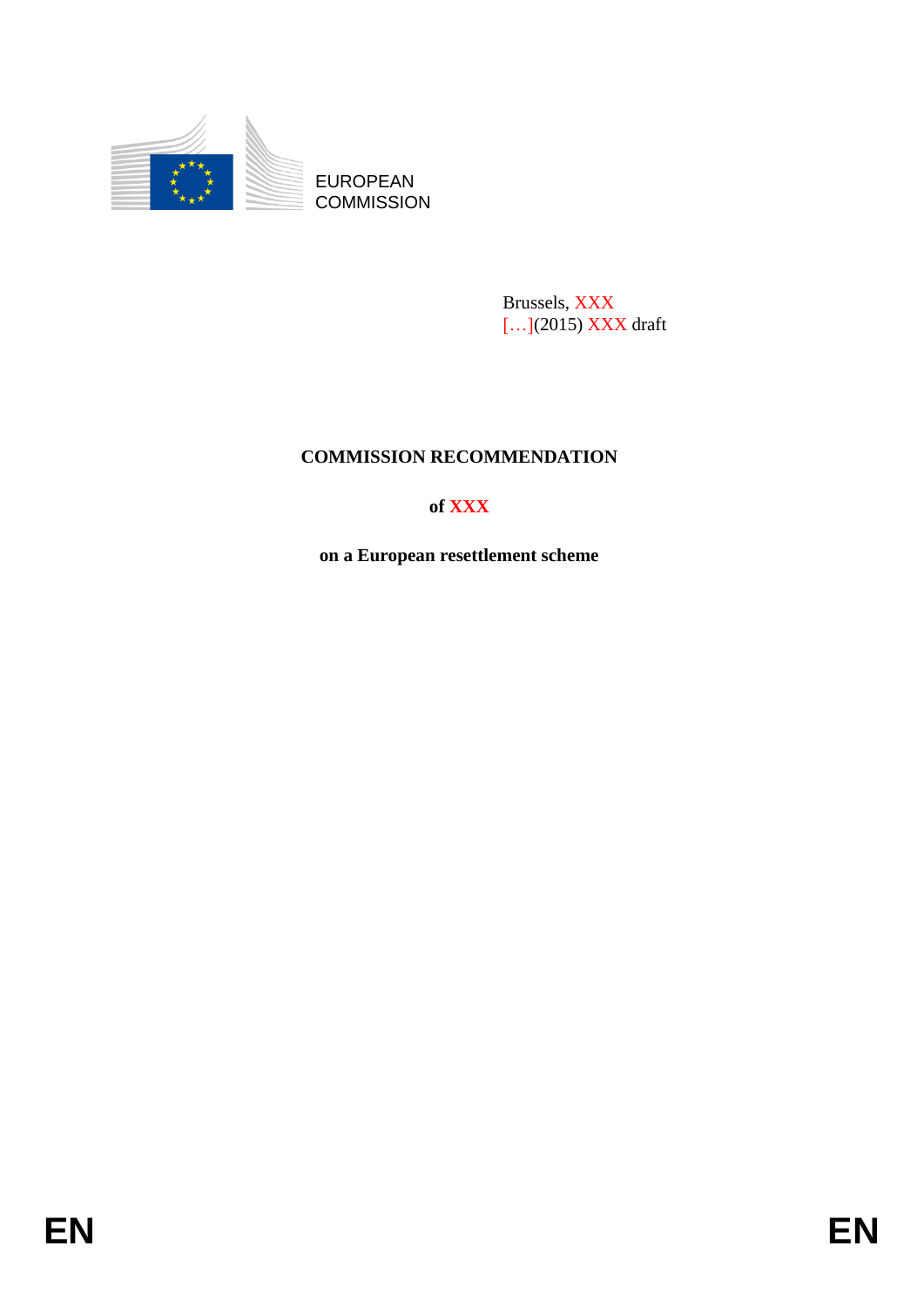EUROPEAN COMMISSION

Brussels, XXX
[…](2015) XXX draft

# COMMISSION RECOMMENDATION

**of XXX**

**on a European resettlement scheme**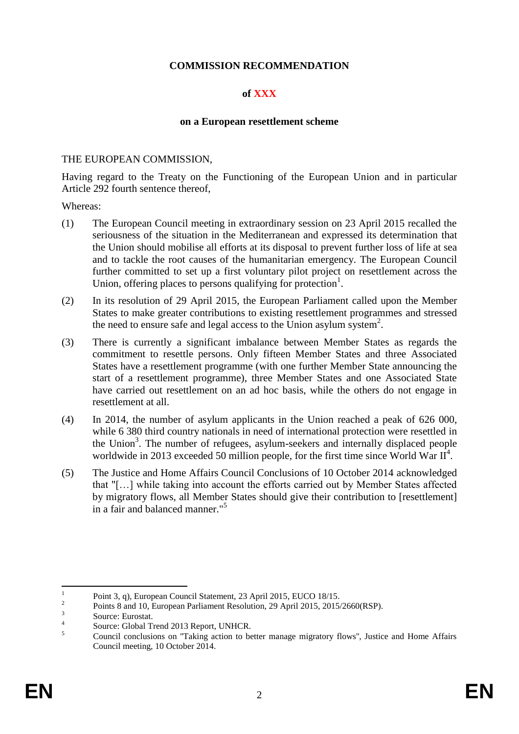**COMMISSION RECOMMENDATION**

**of XXX**

**on a European resettlement scheme**

THE EUROPEAN COMMISSION,

Having regard to the Treaty on the Functioning of the European Union and in particular Article 292 fourth sentence thereof,

Whereas:

(1) The European Council meeting in extraordinary session on 23 April 2015 recalled the seriousness of the situation in the Mediterranean and expressed its determination that the Union should mobilise all efforts at its disposal to prevent further loss of life at sea and to tackle the root causes of the humanitarian emergency. The European Council further committed to set up a first voluntary pilot project on resettlement across the Union, offering places to persons qualifying for protection[1].

(2) In its resolution of 29 April 2015, the European Parliament called upon the Member States to make greater contributions to existing resettlement programmes and stressed the need to ensure safe and legal access to the Union asylum system[2].

(3) There is currently a significant imbalance between Member States as regards the commitment to resettle persons. Only fifteen Member States and three Associated States have a resettlement programme (with one further Member State announcing the start of a resettlement programme), three Member States and one Associated State have carried out resettlement on an ad hoc basis, while the others do not engage in resettlement at all.

(4) In 2014, the number of asylum applicants in the Union reached a peak of 626 000, while 6 380 third country nationals in need of international protection were resettled in the Union[3]. The number of refugees, asylum-seekers and internally displaced people worldwide in 2013 exceeded 50 million people, for the first time since World War II[4].

(5) The Justice and Home Affairs Council Conclusions of 10 October 2014 acknowledged that "[…] while taking into account the efforts carried out by Member States affected by migratory flows, all Member States should give their contribution to [resettlement] in a fair and balanced manner."[5]

---

[1] Point 3, q), European Council Statement, 23 April 2015, EUCO 18/15.

[2] Points 8 and 10, European Parliament Resolution, 29 April 2015, 2015/2660(RSP).

[3] Source: Eurostat.

[4] Source: Global Trend 2013 Report, UNHCR.

[5] Council conclusions on "Taking action to better manage migratory flows", Justice and Home Affairs Council meeting, 10 October 2014.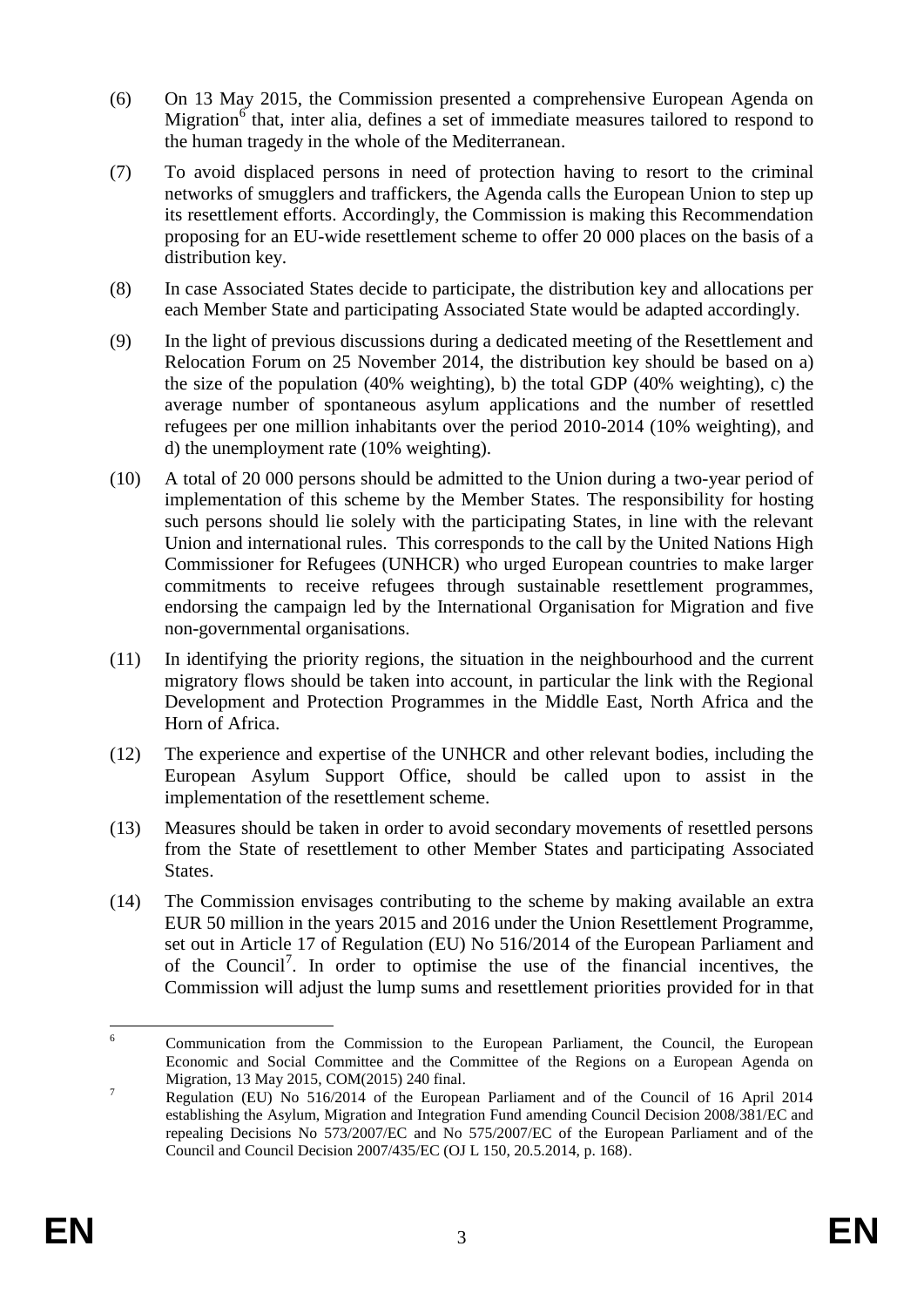(6) On 13 May 2015, the Commission presented a comprehensive European Agenda on Migration[6] that, inter alia, defines a set of immediate measures tailored to respond to the human tragedy in the whole of the Mediterranean.

(7) To avoid displaced persons in need of protection having to resort to the criminal networks of smugglers and traffickers, the Agenda calls the European Union to step up its resettlement efforts. Accordingly, the Commission is making this Recommendation proposing for an EU-wide resettlement scheme to offer 20 000 places on the basis of a distribution key.

(8) In case Associated States decide to participate, the distribution key and allocations per each Member State and participating Associated State would be adapted accordingly.

(9) In the light of previous discussions during a dedicated meeting of the Resettlement and Relocation Forum on 25 November 2014, the distribution key should be based on a) the size of the population (40% weighting), b) the total GDP (40% weighting), c) the average number of spontaneous asylum applications and the number of resettled refugees per one million inhabitants over the period 2010-2014 (10% weighting), and d) the unemployment rate (10% weighting).

(10) A total of 20 000 persons should be admitted to the Union during a two-year period of implementation of this scheme by the Member States. The responsibility for hosting such persons should lie solely with the participating States, in line with the relevant Union and international rules. This corresponds to the call by the United Nations High Commissioner for Refugees (UNHCR) who urged European countries to make larger commitments to receive refugees through sustainable resettlement programmes, endorsing the campaign led by the International Organisation for Migration and five non-governmental organisations.

(11) In identifying the priority regions, the situation in the neighbourhood and the current migratory flows should be taken into account, in particular the link with the Regional Development and Protection Programmes in the Middle East, North Africa and the Horn of Africa.

(12) The experience and expertise of the UNHCR and other relevant bodies, including the European Asylum Support Office, should be called upon to assist in the implementation of the resettlement scheme.

(13) Measures should be taken in order to avoid secondary movements of resettled persons from the State of resettlement to other Member States and participating Associated States.

(14) The Commission envisages contributing to the scheme by making available an extra EUR 50 million in the years 2015 and 2016 under the Union Resettlement Programme, set out in Article 17 of Regulation (EU) No 516/2014 of the European Parliament and of the Council[7]. In order to optimise the use of the financial incentives, the Commission will adjust the lump sums and resettlement priorities provided for in that

---

[6] Communication from the Commission to the European Parliament, the Council, the European Economic and Social Committee and the Committee of the Regions on a European Agenda on Migration, 13 May 2015, COM(2015) 240 final.

[7] Regulation (EU) No 516/2014 of the European Parliament and of the Council of 16 April 2014 establishing the Asylum, Migration and Integration Fund amending Council Decision 2008/381/EC and repealing Decisions No 573/2007/EC and No 575/2007/EC of the European Parliament and of the Council and Council Decision 2007/435/EC (OJ L 150, 20.5.2014, p. 168).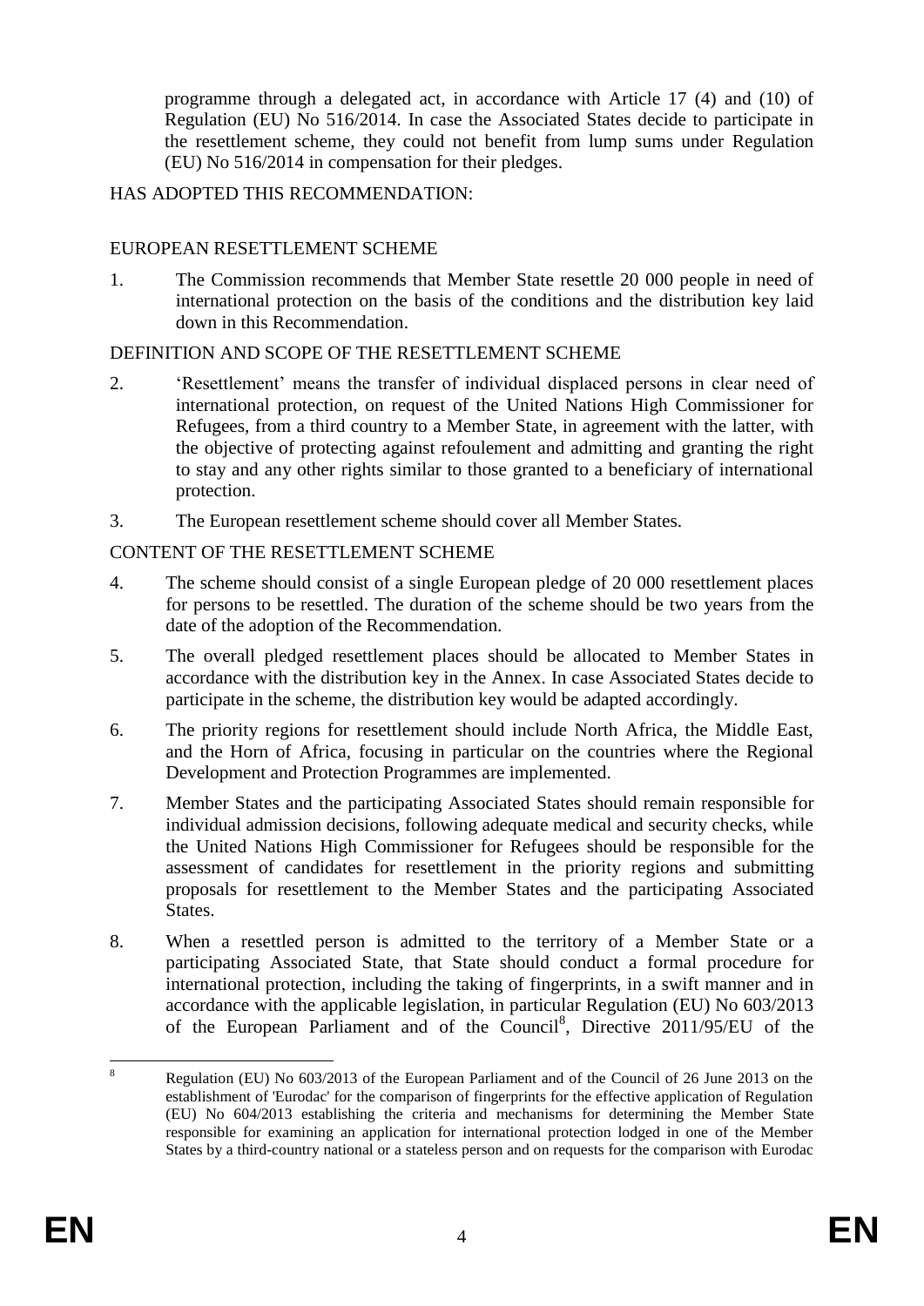programme through a delegated act, in accordance with Article 17 (4) and (10) of Regulation (EU) No 516/2014. In case the Associated States decide to participate in the resettlement scheme, they could not benefit from lump sums under Regulation (EU) No 516/2014 in compensation for their pledges.

HAS ADOPTED THIS RECOMMENDATION:

EUROPEAN RESETTLEMENT SCHEME

1. The Commission recommends that Member State resettle 20 000 people in need of international protection on the basis of the conditions and the distribution key laid down in this Recommendation.

DEFINITION AND SCOPE OF THE RESETTLEMENT SCHEME

2. 'Resettlement' means the transfer of individual displaced persons in clear need of international protection, on request of the United Nations High Commissioner for Refugees, from a third country to a Member State, in agreement with the latter, with the objective of protecting against refoulement and admitting and granting the right to stay and any other rights similar to those granted to a beneficiary of international protection.

3. The European resettlement scheme should cover all Member States.

CONTENT OF THE RESETTLEMENT SCHEME

4. The scheme should consist of a single European pledge of 20 000 resettlement places for persons to be resettled. The duration of the scheme should be two years from the date of the adoption of the Recommendation.

5. The overall pledged resettlement places should be allocated to Member States in accordance with the distribution key in the Annex. In case Associated States decide to participate in the scheme, the distribution key would be adapted accordingly.

6. The priority regions for resettlement should include North Africa, the Middle East, and the Horn of Africa, focusing in particular on the countries where the Regional Development and Protection Programmes are implemented.

7. Member States and the participating Associated States should remain responsible for individual admission decisions, following adequate medical and security checks, while the United Nations High Commissioner for Refugees should be responsible for the assessment of candidates for resettlement in the priority regions and submitting proposals for resettlement to the Member States and the participating Associated States.

8. When a resettled person is admitted to the territory of a Member State or a participating Associated State, that State should conduct a formal procedure for international protection, including the taking of fingerprints, in a swift manner and in accordance with the applicable legislation, in particular Regulation (EU) No 603/2013 of the European Parliament and of the Council[8], Directive 2011/95/EU of the

[8] Regulation (EU) No 603/2013 of the European Parliament and of the Council of 26 June 2013 on the establishment of 'Eurodac' for the comparison of fingerprints for the effective application of Regulation (EU) No 604/2013 establishing the criteria and mechanisms for determining the Member State responsible for examining an application for international protection lodged in one of the Member States by a third-country national or a stateless person and on requests for the comparison with Eurodac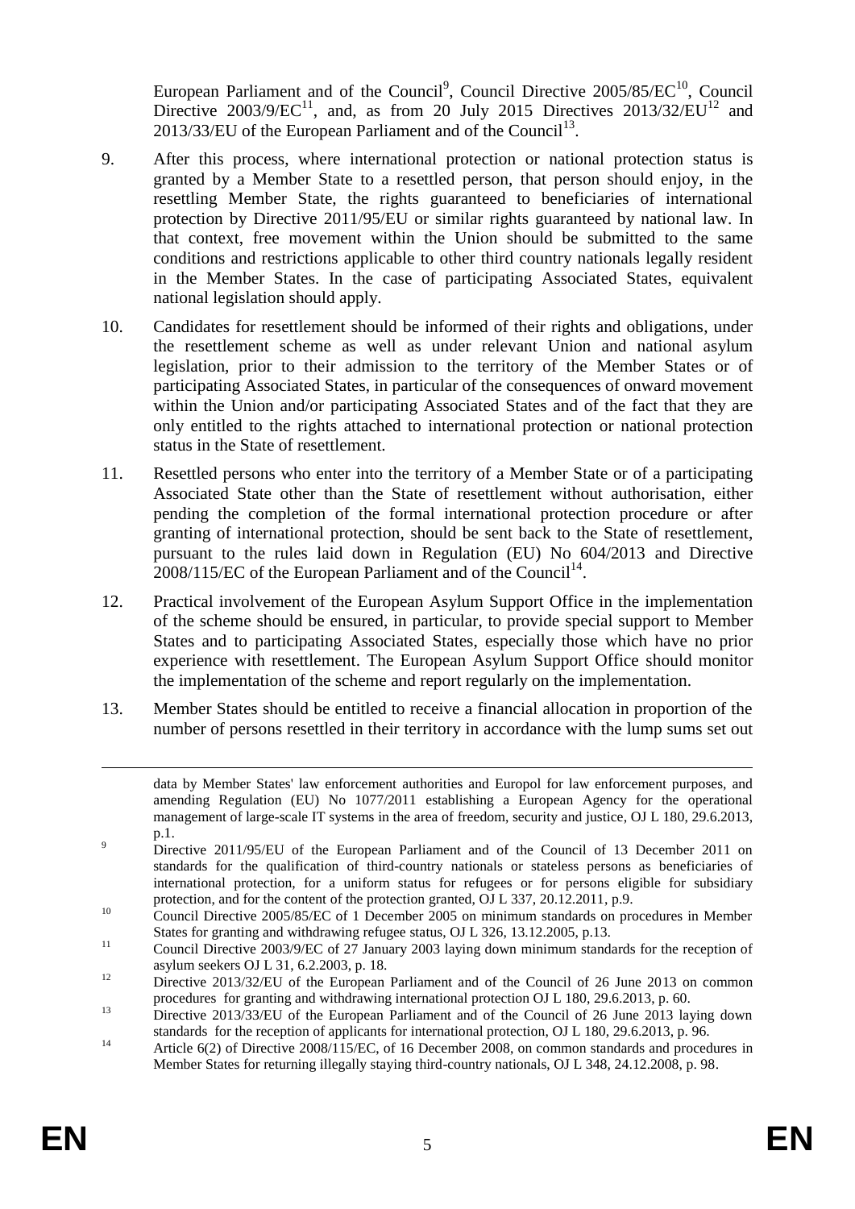European Parliament and of the Council[9], Council Directive 2005/85/EC[10], Council Directive 2003/9/EC[11], and, as from 20 July 2015 Directives 2013/32/EU[12] and 2013/33/EU of the European Parliament and of the Council[13].

9. After this process, where international protection or national protection status is granted by a Member State to a resettled person, that person should enjoy, in the resettling Member State, the rights guaranteed to beneficiaries of international protection by Directive 2011/95/EU or similar rights guaranteed by national law. In that context, free movement within the Union should be submitted to the same conditions and restrictions applicable to other third country nationals legally resident in the Member States. In the case of participating Associated States, equivalent national legislation should apply.

10. Candidates for resettlement should be informed of their rights and obligations, under the resettlement scheme as well as under relevant Union and national asylum legislation, prior to their admission to the territory of the Member States or of participating Associated States, in particular of the consequences of onward movement within the Union and/or participating Associated States and of the fact that they are only entitled to the rights attached to international protection or national protection status in the State of resettlement.

11. Resettled persons who enter into the territory of a Member State or of a participating Associated State other than the State of resettlement without authorisation, either pending the completion of the formal international protection procedure or after granting of international protection, should be sent back to the State of resettlement, pursuant to the rules laid down in Regulation (EU) No 604/2013 and Directive 2008/115/EC of the European Parliament and of the Council[14].

12. Practical involvement of the European Asylum Support Office in the implementation of the scheme should be ensured, in particular, to provide special support to Member States and to participating Associated States, especially those which have no prior experience with resettlement. The European Asylum Support Office should monitor the implementation of the scheme and report regularly on the implementation.

13. Member States should be entitled to receive a financial allocation in proportion of the number of persons resettled in their territory in accordance with the lump sums set out

---

data by Member States' law enforcement authorities and Europol for law enforcement purposes, and amending Regulation (EU) No 1077/2011 establishing a European Agency for the operational management of large-scale IT systems in the area of freedom, security and justice, OJ L 180, 29.6.2013, p.1.

[9] Directive 2011/95/EU of the European Parliament and of the Council of 13 December 2011 on standards for the qualification of third-country nationals or stateless persons as beneficiaries of international protection, for a uniform status for refugees or for persons eligible for subsidiary protection, and for the content of the protection granted, OJ L 337, 20.12.2011, p.9.

[10] Council Directive 2005/85/EC of 1 December 2005 on minimum standards on procedures in Member States for granting and withdrawing refugee status, OJ L 326, 13.12.2005, p.13.

[11] Council Directive 2003/9/EC of 27 January 2003 laying down minimum standards for the reception of asylum seekers OJ L 31, 6.2.2003, p. 18.

[12] Directive 2013/32/EU of the European Parliament and of the Council of 26 June 2013 on common procedures for granting and withdrawing international protection OJ L 180, 29.6.2013, p. 60.

[13] Directive 2013/33/EU of the European Parliament and of the Council of 26 June 2013 laying down standards for the reception of applicants for international protection, OJ L 180, 29.6.2013, p. 96.

[14] Article 6(2) of Directive 2008/115/EC, of 16 December 2008, on common standards and procedures in Member States for returning illegally staying third-country nationals, OJ L 348, 24.12.2008, p. 98.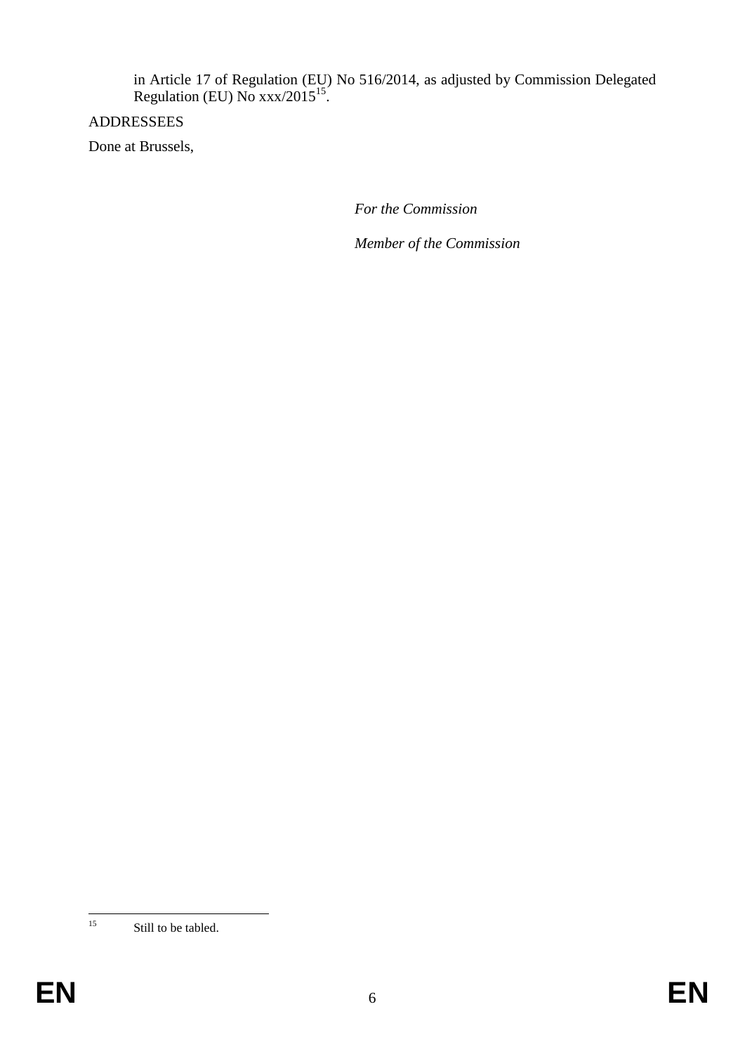in Article 17 of Regulation (EU) No 516/2014, as adjusted by Commission Delegated Regulation (EU) No xxx/2015[15].

ADDRESSEES

Done at Brussels,

*For the Commission*

*Member of the Commission*

---

[15] Still to be tabled.